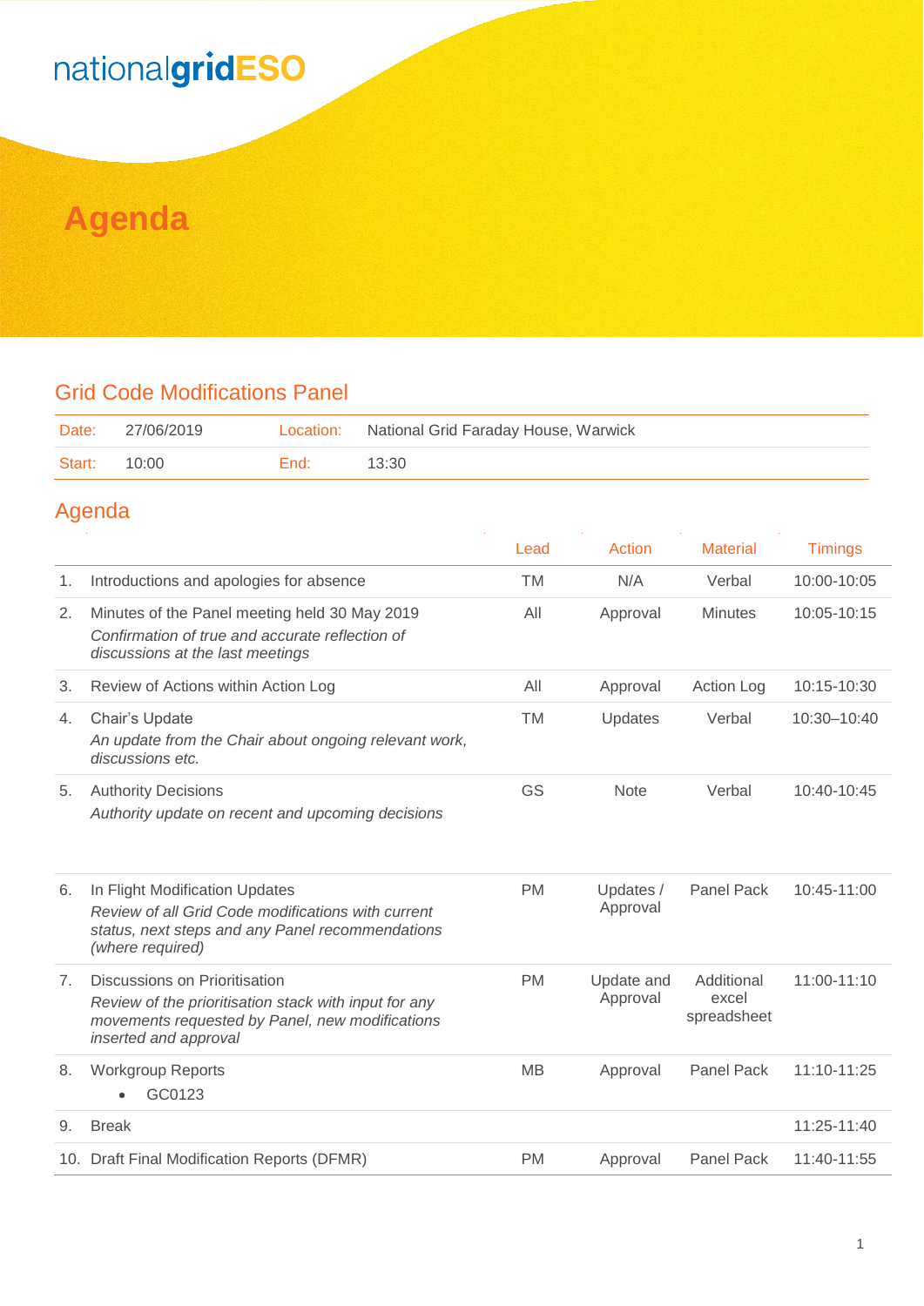nationalgridESO

# Agenda

## Grid Code Modifications Panel

| Date: | 27/06/2019 | Location: | National Grid Faraday House, Warwick |
|---|---|---|---|
| Start: | 10:00 | End: | 13:30 |

## Agenda

| | | Lead | Action | Material | Timings |
|---|---|---|---|---|---|
| 1. | Introductions and apologies for absence | TM | N/A | Verbal | 10:00-10:05 |
| 2. | Minutes of the Panel meeting held 30 May 2019<br>*Confirmation of true and accurate reflection of discussions at the last meetings* | All | Approval | Minutes | 10:05-10:15 |
| 3. | Review of Actions within Action Log | All | Approval | Action Log | 10:15-10:30 |
| 4. | Chair's Update<br>*An update from the Chair about ongoing relevant work, discussions etc.* | TM | Updates | Verbal | 10:30–10:40 |
| 5. | Authority Decisions<br>*Authority update on recent and upcoming decisions* | GS | Note | Verbal | 10:40-10:45 |
| 6. | In Flight Modification Updates<br>*Review of all Grid Code modifications with current status, next steps and any Panel recommendations (where required)* | PM | Updates / Approval | Panel Pack | 10:45-11:00 |
| 7. | Discussions on Prioritisation<br>*Review of the prioritisation stack with input for any movements requested by Panel, new modifications inserted and approval* | PM | Update and Approval | Additional excel spreadsheet | 11:00-11:10 |
| 8. | Workgroup Reports<br>• GC0123 | MB | Approval | Panel Pack | 11:10-11:25 |
| 9. | Break | | | | 11:25-11:40 |
| 10. | Draft Final Modification Reports (DFMR) | PM | Approval | Panel Pack | 11:40-11:55 |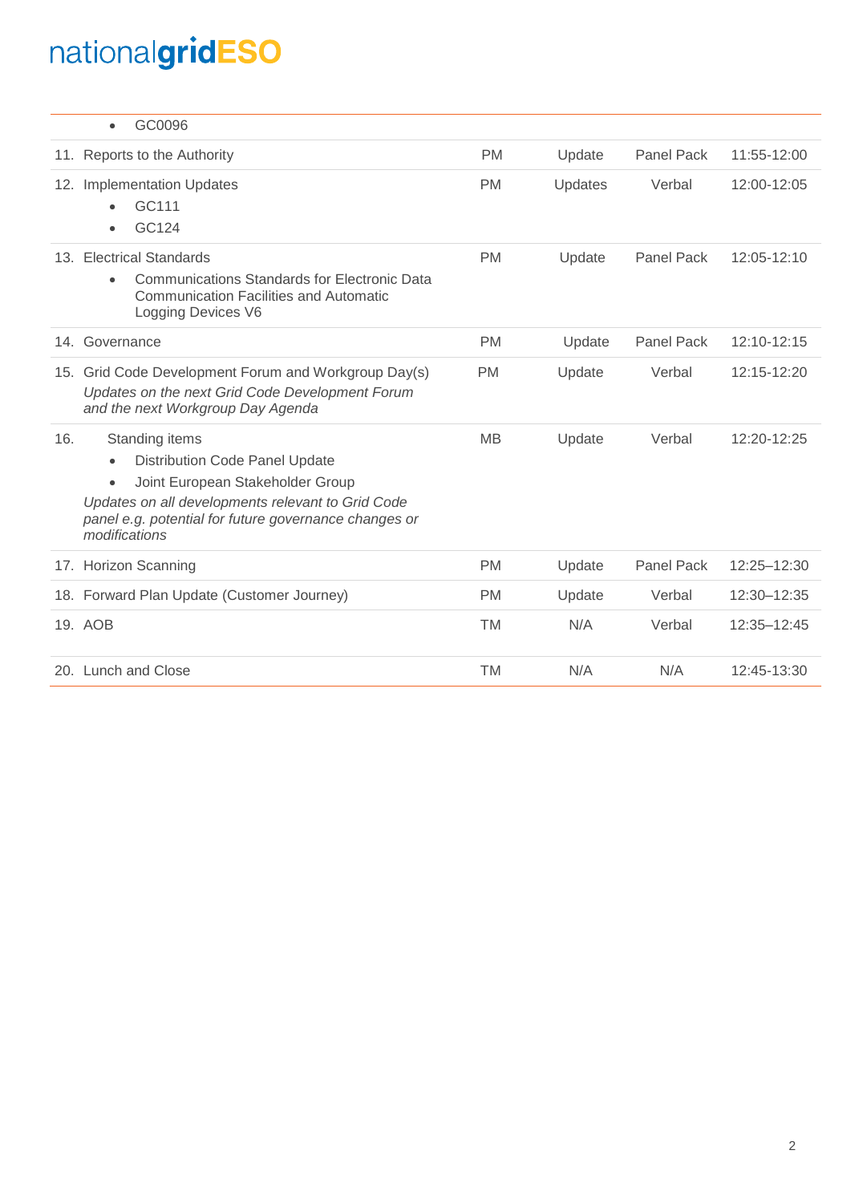| | | | | |
|---|---|---|---|---|
| • GC0096 | | | | |
| 11. Reports to the Authority | PM | Update | Panel Pack | 11:55-12:00 |
| 12. Implementation Updates<br>• GC111<br>• GC124 | PM | Updates | Verbal | 12:00-12:05 |
| 13. Electrical Standards<br>• Communications Standards for Electronic Data Communication Facilities and Automatic Logging Devices V6 | PM | Update | Panel Pack | 12:05-12:10 |
| 14. Governance | PM | Update | Panel Pack | 12:10-12:15 |
| 15. Grid Code Development Forum and Workgroup Day(s)<br>*Updates on the next Grid Code Development Forum and the next Workgroup Day Agenda* | PM | Update | Verbal | 12:15-12:20 |
| 16. Standing items<br>• Distribution Code Panel Update<br>• Joint European Stakeholder Group<br>*Updates on all developments relevant to Grid Code panel e.g. potential for future governance changes or modifications* | MB | Update | Verbal | 12:20-12:25 |
| 17. Horizon Scanning | PM | Update | Panel Pack | 12:25–12:30 |
| 18. Forward Plan Update (Customer Journey) | PM | Update | Verbal | 12:30–12:35 |
| 19. AOB | TM | N/A | Verbal | 12:35–12:45 |
| 20. Lunch and Close | TM | N/A | N/A | 12:45-13:30 |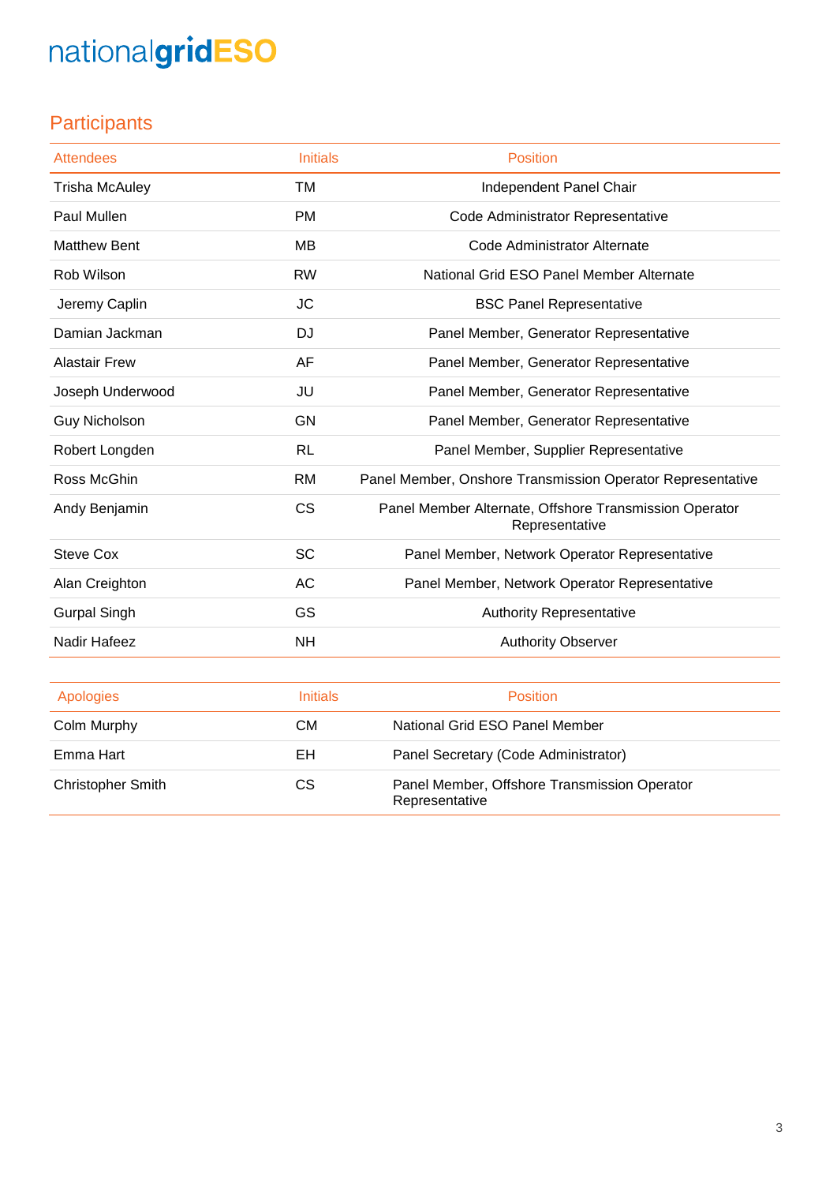nationalgridESO

## Participants

| Attendees | Initials | Position |
| --- | --- | --- |
| Trisha McAuley | TM | Independent Panel Chair |
| Paul Mullen | PM | Code Administrator Representative |
| Matthew Bent | MB | Code Administrator Alternate |
| Rob Wilson | RW | National Grid ESO Panel Member Alternate |
| Jeremy Caplin | JC | BSC Panel Representative |
| Damian Jackman | DJ | Panel Member, Generator Representative |
| Alastair Frew | AF | Panel Member, Generator Representative |
| Joseph Underwood | JU | Panel Member, Generator Representative |
| Guy Nicholson | GN | Panel Member, Generator Representative |
| Robert Longden | RL | Panel Member, Supplier Representative |
| Ross McGhin | RM | Panel Member, Onshore Transmission Operator Representative |
| Andy Benjamin | CS | Panel Member Alternate, Offshore Transmission Operator Representative |
| Steve Cox | SC | Panel Member, Network Operator Representative |
| Alan Creighton | AC | Panel Member, Network Operator Representative |
| Gurpal Singh | GS | Authority Representative |
| Nadir Hafeez | NH | Authority Observer |

| Apologies | Initials | Position |
| --- | --- | --- |
| Colm Murphy | CM | National Grid ESO Panel Member |
| Emma Hart | EH | Panel Secretary (Code Administrator) |
| Christopher Smith | CS | Panel Member, Offshore Transmission Operator Representative |